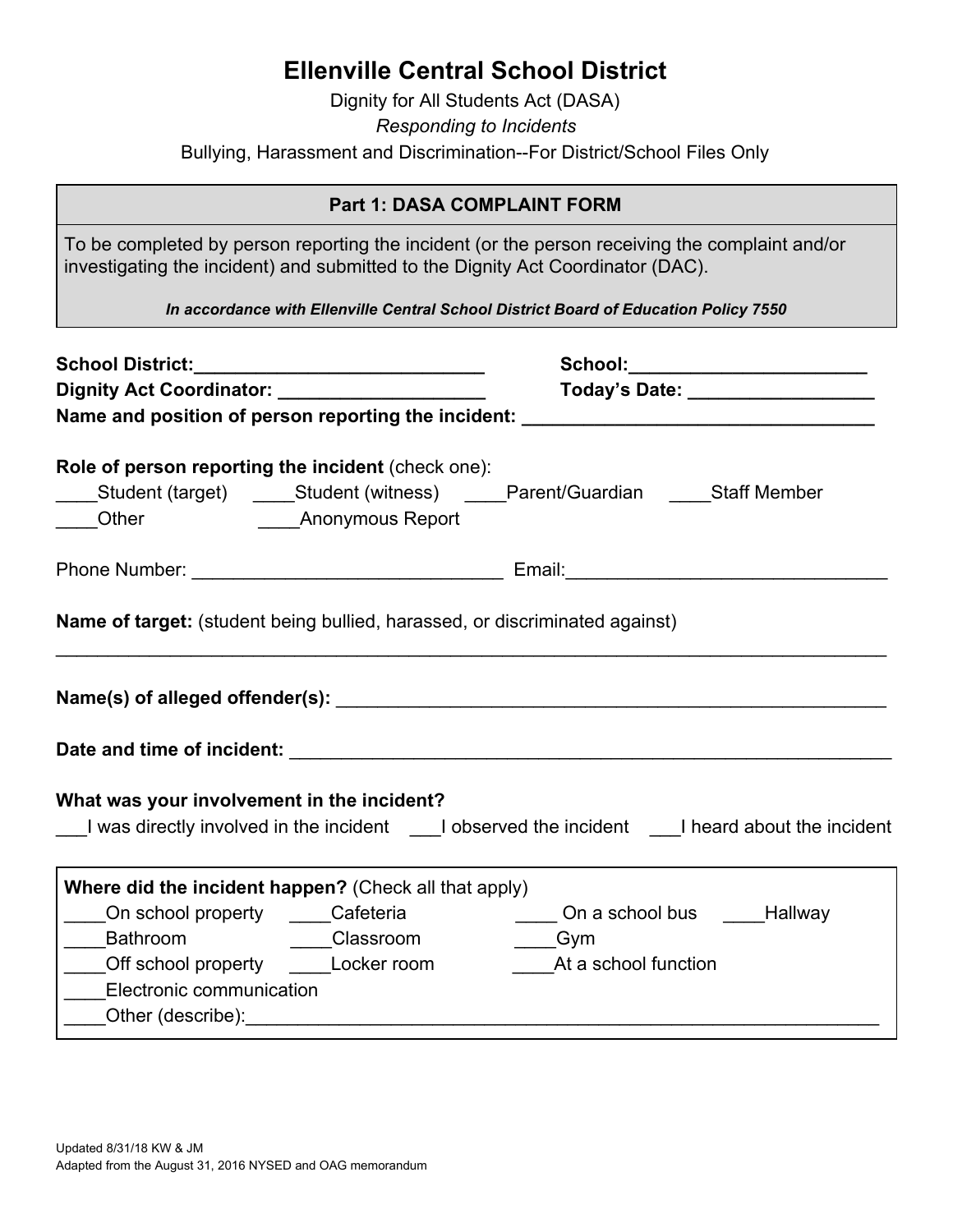# Ellenville Central School District

Dignity for All Students Act (DASA)

*Responding to Incidents*

Bullying, Harassment and Discrimination--For District/School Files Only

## Part 1: DASA COMPLAINT FORM

To be completed by person reporting the incident (or the person receiving the complaint and/or investigating the incident) and submitted to the Dignity Act Coordinator (DAC).

***In accordance with Ellenville Central School District Board of Education Policy 7550***

**School District:**____________________________ **School:**_______________________

**Dignity Act Coordinator:** ___________________ **Today's Date:** _________________

**Name and position of person reporting the incident:** __________________________________

**Role of person reporting the incident** (check one):

____Student (target) ____Student (witness) ____Parent/Guardian ____Staff Member

____Other ____Anonymous Report

Phone Number: _____________________________ Email:______________________________

**Name of target:** (student being bullied, harassed, or discriminated against)

_______________________________________________________________________________

**Name(s) of alleged offender(s):** ______________________________________________________

**Date and time of incident:** __________________________________________________________

**What was your involvement in the incident?**

___I was directly involved in the incident ___I observed the incident ___I heard about the incident

**Where did the incident happen?** (Check all that apply)

____On school property ____Cafeteria ____ On a school bus ____Hallway

____Bathroom ____Classroom ____Gym

____Off school property ____Locker room ____At a school function

____Electronic communication

____Other (describe):_____________________________________________________________

Updated 8/31/18 KW & JM

Adapted from the August 31, 2016 NYSED and OAG memorandum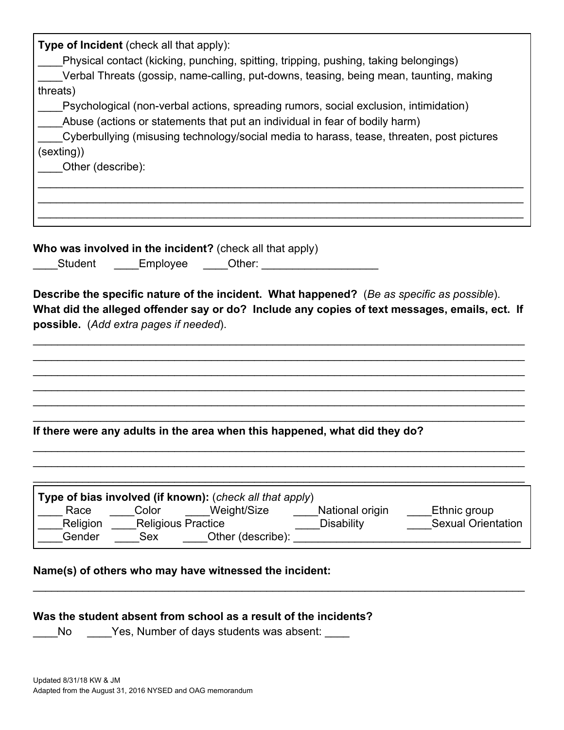**Type of Incident** (check all that apply):

____Physical contact (kicking, punching, spitting, tripping, pushing, taking belongings)

____Verbal Threats (gossip, name-calling, put-downs, teasing, being mean, taunting, making threats)

____Psychological (non-verbal actions, spreading rumors, social exclusion, intimidation)

____Abuse (actions or statements that put an individual in fear of bodily harm)

____Cyberbullying (misusing technology/social media to harass, tease, threaten, post pictures (sexting))

____Other (describe):

_______________________________________________________________________________

_______________________________________________________________________________

_______________________________________________________________________________

**Who was involved in the incident?** (check all that apply)

____Student ____Employee ____Other: ___________________

**Describe the specific nature of the incident. What happened?** (*Be as specific as possible*). **What did the alleged offender say or do? Include any copies of text messages, emails, ect. If possible.** (*Add extra pages if needed*).

_______________________________________________________________________________

_______________________________________________________________________________

_______________________________________________________________________________

_______________________________________________________________________________

_______________________________________________________________________________

_______________________________________________________________________________

**If there were any adults in the area when this happened, what did they do?**

_______________________________________________________________________________

_______________________________________________________________________________

_______________________________________________________________________________

**Type of bias involved (if known):** (*check all that apply*)

____ Race ____Color ____Weight/Size ____National origin ____Ethnic group

____Religion ____Religious Practice ____Disability ____Sexual Orientation

____Gender ____Sex ____Other (describe): ___________________________________

**Name(s) of others who may have witnessed the incident:**

_______________________________________________________________________________

**Was the student absent from school as a result of the incidents?**

____No ____Yes, Number of days students was absent: ____

Updated 8/31/18 KW & JM

Adapted from the August 31, 2016 NYSED and OAG memorandum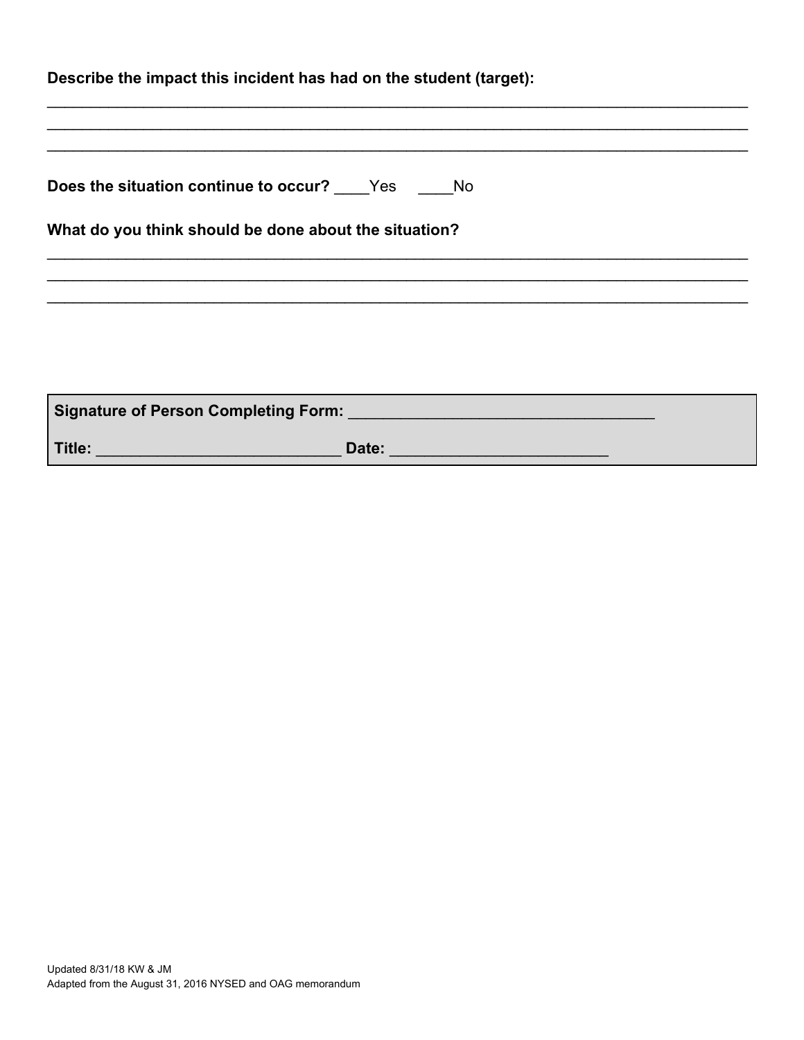**Describe the impact this incident has had on the student (target):**

_______________________________________________________________________________
_______________________________________________________________________________
_______________________________________________________________________________

**Does the situation continue to occur?** ____Yes ____No

**What do you think should be done about the situation?**

_______________________________________________________________________________
_______________________________________________________________________________
_______________________________________________________________________________

**Signature of Person Completing Form:** ___________________________________

**Title:** ___________________________ **Date:** ________________________

Updated 8/31/18 KW & JM
Adapted from the August 31, 2016 NYSED and OAG memorandum